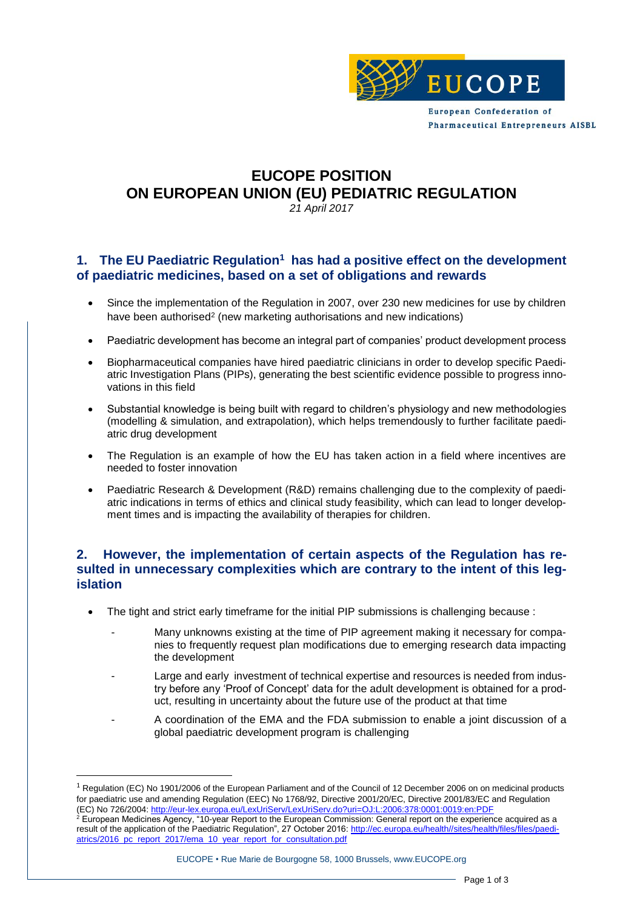EUCOPE

European Confederation of Pharmaceutical Entrepreneurs AISBL

# EUCOPE POSITION ON EUROPEAN UNION (EU) PEDIATRIC REGULATION

*21 April 2017*

## 1. The EU Paediatric Regulation[1] has had a positive effect on the development of paediatric medicines, based on a set of obligations and rewards

- Since the implementation of the Regulation in 2007, over 230 new medicines for use by children have been authorised[2] (new marketing authorisations and new indications)
- Paediatric development has become an integral part of companies' product development process
- Biopharmaceutical companies have hired paediatric clinicians in order to develop specific Paediatric Investigation Plans (PIPs), generating the best scientific evidence possible to progress innovations in this field
- Substantial knowledge is being built with regard to children's physiology and new methodologies (modelling & simulation, and extrapolation), which helps tremendously to further facilitate paediatric drug development
- The Regulation is an example of how the EU has taken action in a field where incentives are needed to foster innovation
- Paediatric Research & Development (R&D) remains challenging due to the complexity of paediatric indications in terms of ethics and clinical study feasibility, which can lead to longer development times and is impacting the availability of therapies for children.

## 2. However, the implementation of certain aspects of the Regulation has resulted in unnecessary complexities which are contrary to the intent of this legislation

- The tight and strict early timeframe for the initial PIP submissions is challenging because :
  - Many unknowns existing at the time of PIP agreement making it necessary for companies to frequently request plan modifications due to emerging research data impacting the development
  - Large and early investment of technical expertise and resources is needed from industry before any 'Proof of Concept' data for the adult development is obtained for a product, resulting in uncertainty about the future use of the product at that time
  - A coordination of the EMA and the FDA submission to enable a joint discussion of a global paediatric development program is challenging

---

[1] Regulation (EC) No 1901/2006 of the European Parliament and of the Council of 12 December 2006 on on medicinal products for paediatric use and amending Regulation (EEC) No 1768/92, Directive 2001/20/EC, Directive 2001/83/EC and Regulation (EC) No 726/2004: http://eur-lex.europa.eu/LexUriServ/LexUriServ.do?uri=OJ:L:2006:378:0001:0019:en:PDF

[2] European Medicines Agency, "10-year Report to the European Commission: General report on the experience acquired as a result of the application of the Paediatric Regulation", 27 October 2016: http://ec.europa.eu/health//sites/health/files/files/paediatrics/2016_pc_report_2017/ema_10_year_report_for_consultation.pdf

EUCOPE • Rue Marie de Bourgogne 58, 1000 Brussels, www.EUCOPE.org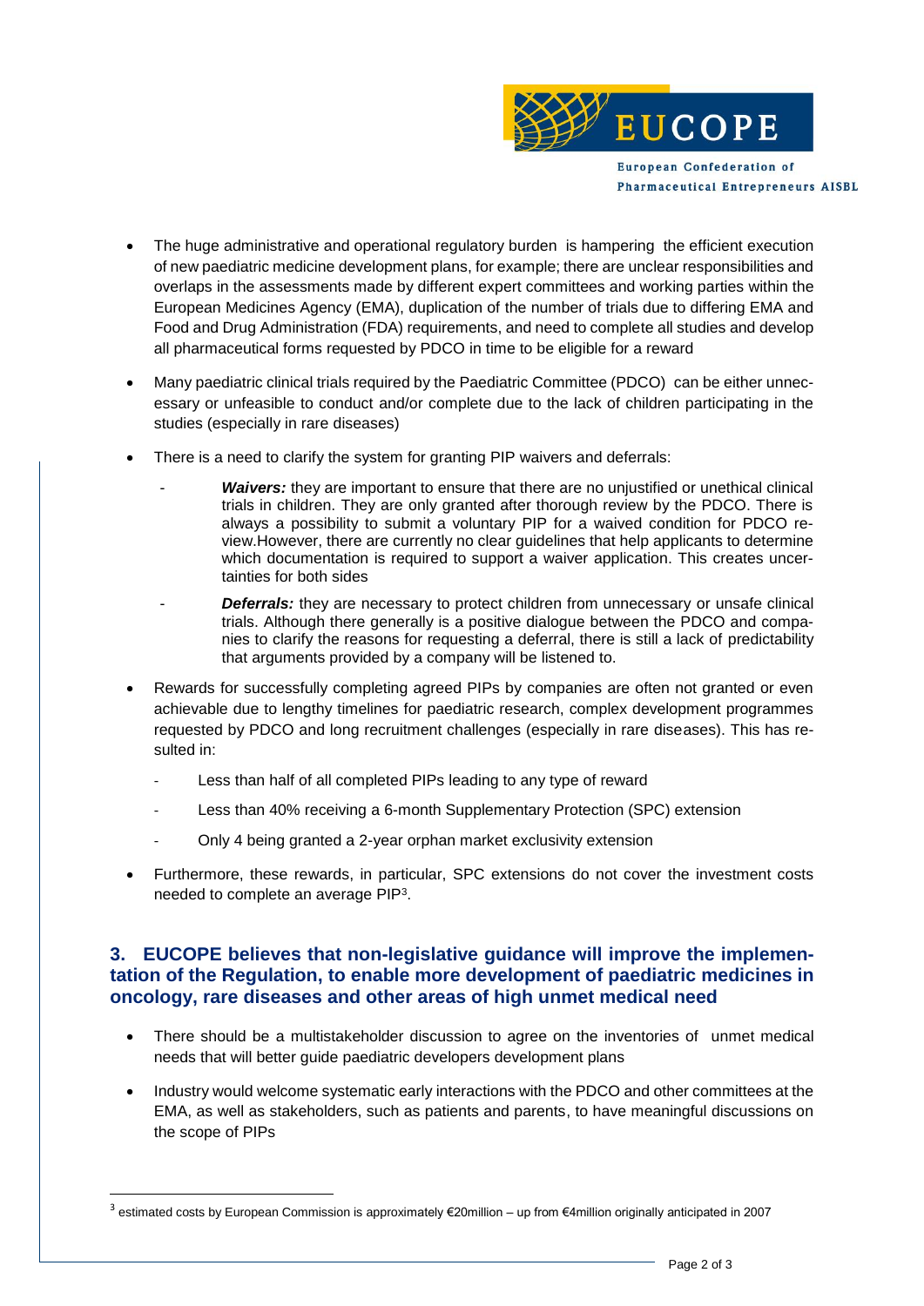- The huge administrative and operational regulatory burden is hampering the efficient execution of new paediatric medicine development plans, for example; there are unclear responsibilities and overlaps in the assessments made by different expert committees and working parties within the European Medicines Agency (EMA), duplication of the number of trials due to differing EMA and Food and Drug Administration (FDA) requirements, and need to complete all studies and develop all pharmaceutical forms requested by PDCO in time to be eligible for a reward

- Many paediatric clinical trials required by the Paediatric Committee (PDCO) can be either unnecessary or unfeasible to conduct and/or complete due to the lack of children participating in the studies (especially in rare diseases)

- There is a need to clarify the system for granting PIP waivers and deferrals:
  - ***Waivers:*** they are important to ensure that there are no unjustified or unethical clinical trials in children. They are only granted after thorough review by the PDCO. There is always a possibility to submit a voluntary PIP for a waived condition for PDCO review.However, there are currently no clear guidelines that help applicants to determine which documentation is required to support a waiver application. This creates uncertainties for both sides
  - ***Deferrals:*** they are necessary to protect children from unnecessary or unsafe clinical trials. Although there generally is a positive dialogue between the PDCO and companies to clarify the reasons for requesting a deferral, there is still a lack of predictability that arguments provided by a company will be listened to.

- Rewards for successfully completing agreed PIPs by companies are often not granted or even achievable due to lengthy timelines for paediatric research, complex development programmes requested by PDCO and long recruitment challenges (especially in rare diseases). This has resulted in:
  - Less than half of all completed PIPs leading to any type of reward
  - Less than 40% receiving a 6-month Supplementary Protection (SPC) extension
  - Only 4 being granted a 2-year orphan market exclusivity extension

- Furthermore, these rewards, in particular, SPC extensions do not cover the investment costs needed to complete an average PIP[3].

## 3. EUCOPE believes that non-legislative guidance will improve the implementation of the Regulation, to enable more development of paediatric medicines in oncology, rare diseases and other areas of high unmet medical need

- There should be a multistakeholder discussion to agree on the inventories of unmet medical needs that will better guide paediatric developers development plans

- Industry would welcome systematic early interactions with the PDCO and other committees at the EMA, as well as stakeholders, such as patients and parents, to have meaningful discussions on the scope of PIPs

[3] estimated costs by European Commission is approximately €20million – up from €4million originally anticipated in 2007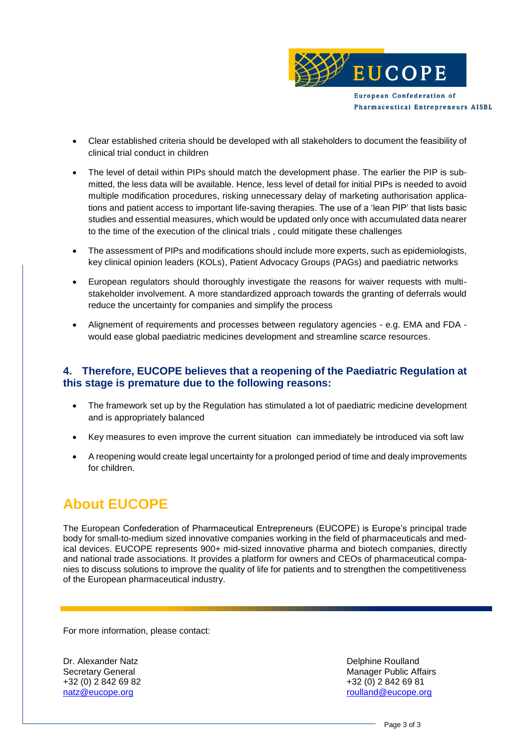- Clear established criteria should be developed with all stakeholders to document the feasibility of clinical trial conduct in children
- The level of detail within PIPs should match the development phase. The earlier the PIP is submitted, the less data will be available. Hence, less level of detail for initial PIPs is needed to avoid multiple modification procedures, risking unnecessary delay of marketing authorisation applications and patient access to important life-saving therapies. The use of a 'lean PIP' that lists basic studies and essential measures, which would be updated only once with accumulated data nearer to the time of the execution of the clinical trials , could mitigate these challenges
- The assessment of PIPs and modifications should include more experts, such as epidemiologists, key clinical opinion leaders (KOLs), Patient Advocacy Groups (PAGs) and paediatric networks
- European regulators should thoroughly investigate the reasons for waiver requests with multi-stakeholder involvement. A more standardized approach towards the granting of deferrals would reduce the uncertainty for companies and simplify the process
- Alignement of requirements and processes between regulatory agencies - e.g. EMA and FDA - would ease global paediatric medicines development and streamline scarce resources.

### 4. Therefore, EUCOPE believes that a reopening of the Paediatric Regulation at this stage is premature due to the following reasons:

- The framework set up by the Regulation has stimulated a lot of paediatric medicine development and is appropriately balanced
- Key measures to even improve the current situation can immediately be introduced via soft law
- A reopening would create legal uncertainty for a prolonged period of time and dealy improvements for children.

## About EUCOPE

The European Confederation of Pharmaceutical Entrepreneurs (EUCOPE) is Europe's principal trade body for small-to-medium sized innovative companies working in the field of pharmaceuticals and medical devices. EUCOPE represents 900+ mid-sized innovative pharma and biotech companies, directly and national trade associations. It provides a platform for owners and CEOs of pharmaceutical companies to discuss solutions to improve the quality of life for patients and to strengthen the competitiveness of the European pharmaceutical industry.

For more information, please contact:

Dr. Alexander Natz
Secretary General
+32 (0) 2 842 69 82
natz@eucope.org

Delphine Roulland
Manager Public Affairs
+32 (0) 2 842 69 81
roulland@eucope.org